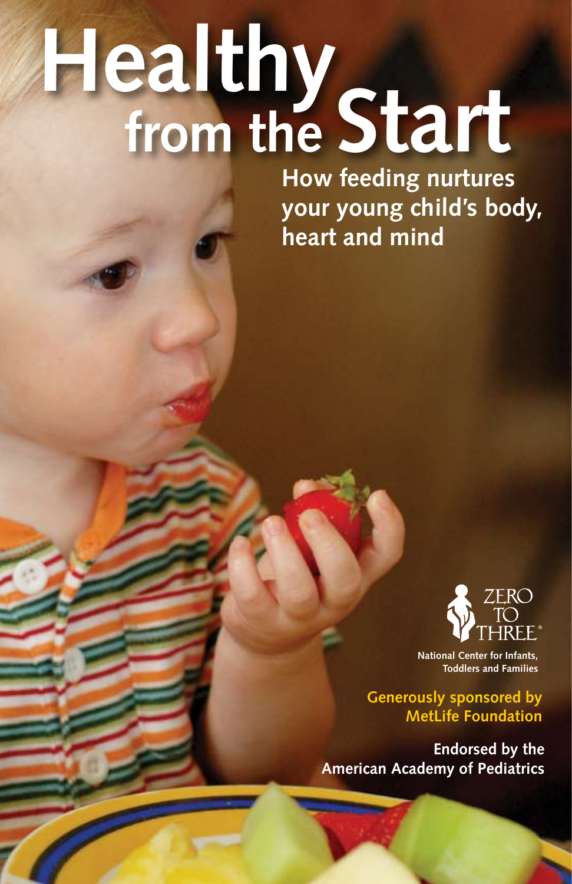# Healthy from the Start

## How feeding nurtures your young child's body, heart and mind

ZERO TO THREE®

National Center for Infants, Toddlers and Families

Generously sponsored by MetLife Foundation

Endorsed by the American Academy of Pediatrics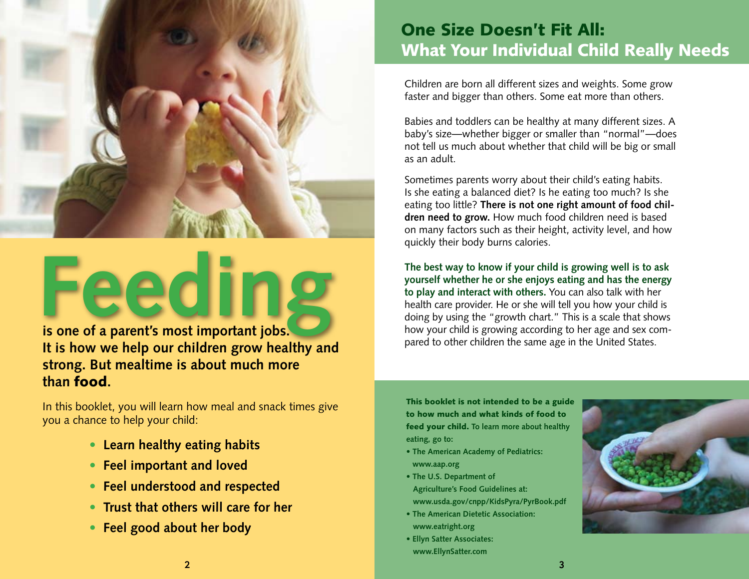# Feeding

**is one of a parent's most important jobs. It is how we help our children grow healthy and strong. But mealtime is about much more than food.**

In this booklet, you will learn how meal and snack times give you a chance to help your child:

- **Learn healthy eating habits**
- **Feel important and loved**
- **Feel understood and respected**
- **Trust that others will care for her**
- **Feel good about her body**

## One Size Doesn't Fit All: What Your Individual Child Really Needs

Children are born all different sizes and weights. Some grow faster and bigger than others. Some eat more than others.

Babies and toddlers can be healthy at many different sizes. A baby's size—whether bigger or smaller than "normal"—does not tell us much about whether that child will be big or small as an adult.

Sometimes parents worry about their child's eating habits. Is she eating a balanced diet? Is he eating too much? Is she eating too little? **There is not one right amount of food children need to grow.** How much food children need is based on many factors such as their height, activity level, and how quickly their body burns calories.

**The best way to know if your child is growing well is to ask yourself whether he or she enjoys eating and has the energy to play and interact with others.** You can also talk with her health care provider. He or she will tell you how your child is doing by using the "growth chart." This is a scale that shows how your child is growing according to her age and sex compared to other children the same age in the United States.

**This booklet is not intended to be a guide to how much and what kinds of food to feed your child.** To learn more about healthy eating, go to:

- The American Academy of Pediatrics: www.aap.org
- The U.S. Department of Agriculture's Food Guidelines at: www.usda.gov/cnpp/KidsPyra/PyrBook.pdf
- The American Dietetic Association: www.eatright.org
- Ellyn Satter Associates: www.EllynSatter.com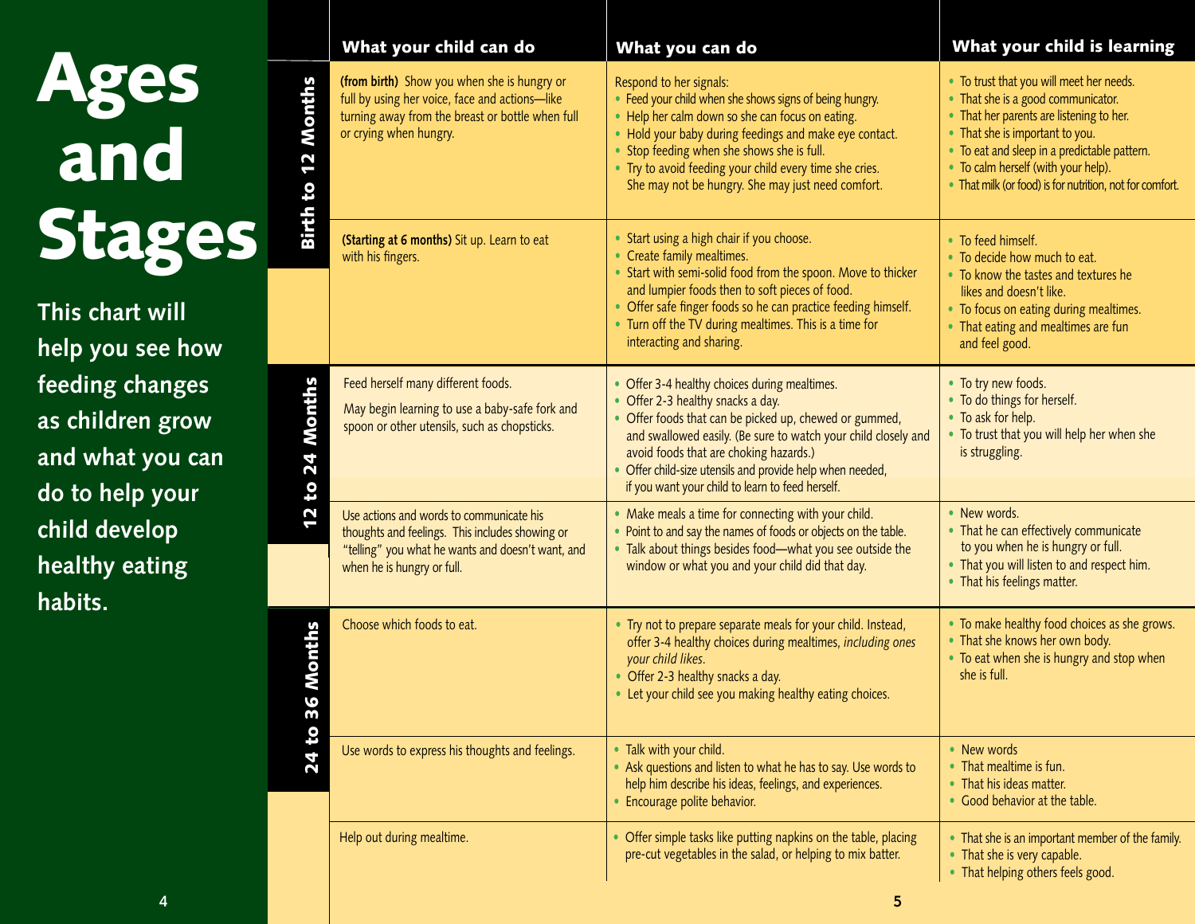# Ages and Stages

**This chart will help you see how feeding changes as children grow and what you can do to help your child develop healthy eating habits.**

| Age | What your child can do | What you can do | What your child is learning |
| --- | --- | --- | --- |
| **Birth to 12 Months** | **(from birth)** Show you when she is hungry or full by using her voice, face and actions—like turning away from the breast or bottle when full or crying when hungry. | Respond to her signals:<br>• Feed your child when she shows signs of being hungry.<br>• Help her calm down so she can focus on eating.<br>• Hold your baby during feedings and make eye contact.<br>• Stop feeding when she shows she is full.<br>• Try to avoid feeding your child every time she cries. She may not be hungry. She may just need comfort. | • To trust that you will meet her needs.<br>• That she is a good communicator.<br>• That her parents are listening to her.<br>• That she is important to you.<br>• To eat and sleep in a predictable pattern.<br>• To calm herself (with your help).<br>• That milk (or food) is for nutrition, not for comfort. |
| | **(Starting at 6 months)** Sit up. Learn to eat with his fingers. | • Start using a high chair if you choose.<br>• Create family mealtimes.<br>• Start with semi-solid food from the spoon. Move to thicker and lumpier foods then to soft pieces of food.<br>• Offer safe finger foods so he can practice feeding himself.<br>• Turn off the TV during mealtimes. This is a time for interacting and sharing. | • To feed himself.<br>• To decide how much to eat.<br>• To know the tastes and textures he likes and doesn't like.<br>• To focus on eating during mealtimes.<br>• That eating and mealtimes are fun and feel good. |
| **12 to 24 Months** | Feed herself many different foods.<br>May begin learning to use a baby-safe fork and spoon or other utensils, such as chopsticks. | • Offer 3-4 healthy choices during mealtimes.<br>• Offer 2-3 healthy snacks a day.<br>• Offer foods that can be picked up, chewed or gummed, and swallowed easily. (Be sure to watch your child closely and avoid foods that are choking hazards.)<br>• Offer child-size utensils and provide help when needed, if you want your child to learn to feed herself. | • To try new foods.<br>• To do things for herself.<br>• To ask for help.<br>• To trust that you will help her when she is struggling. |
| | Use actions and words to communicate his thoughts and feelings. This includes showing or "telling" you what he wants and doesn't want, and when he is hungry or full. | • Make meals a time for connecting with your child.<br>• Point to and say the names of foods or objects on the table.<br>• Talk about things besides food—what you see outside the window or what you and your child did that day. | • New words.<br>• That he can effectively communicate to you when he is hungry or full.<br>• That you will listen to and respect him.<br>• That his feelings matter. |
| **24 to 36 Months** | Choose which foods to eat. | • Try not to prepare separate meals for your child. Instead, offer 3-4 healthy choices during mealtimes, *including ones your child likes*.<br>• Offer 2-3 healthy snacks a day.<br>• Let your child see you making healthy eating choices. | • To make healthy food choices as she grows.<br>• That she knows her own body.<br>• To eat when she is hungry and stop when she is full. |
| | Use words to express his thoughts and feelings. | • Talk with your child.<br>• Ask questions and listen to what he has to say. Use words to help him describe his ideas, feelings, and experiences.<br>• Encourage polite behavior. | • New words<br>• That mealtime is fun.<br>• That his ideas matter.<br>• Good behavior at the table. |
| | Help out during mealtime. | • Offer simple tasks like putting napkins on the table, placing pre-cut vegetables in the salad, or helping to mix batter. | • That she is an important member of the family.<br>• That she is very capable.<br>• That helping others feels good. |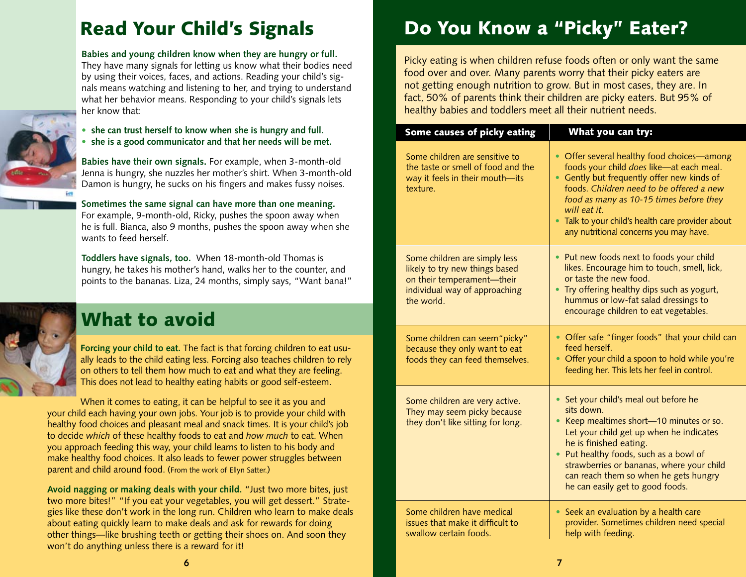## Read Your Child's Signals

**Babies and young children know when they are hungry or full.** They have many signals for letting us know what their bodies need by using their voices, faces, and actions. Reading your child's signals means watching and listening to her, and trying to understand what her behavior means. Responding to your child's signals lets her know that:

- **she can trust herself to know when she is hungry and full.**
- **she is a good communicator and that her needs will be met.**

**Babies have their own signals.** For example, when 3-month-old Jenna is hungry, she nuzzles her mother's shirt. When 3-month-old Damon is hungry, he sucks on his fingers and makes fussy noises.

**Sometimes the same signal can have more than one meaning.** For example, 9-month-old, Ricky, pushes the spoon away when he is full. Bianca, also 9 months, pushes the spoon away when she wants to feed herself.

**Toddlers have signals, too.** When 18-month-old Thomas is hungry, he takes his mother's hand, walks her to the counter, and points to the bananas. Liza, 24 months, simply says, "Want bana!"

## What to avoid

**Forcing your child to eat.** The fact is that forcing children to eat usually leads to the child eating less. Forcing also teaches children to rely on others to tell them how much to eat and what they are feeling. This does not lead to healthy eating habits or good self-esteem.

When it comes to eating, it can be helpful to see it as you and your child each having your own jobs. Your job is to provide your child with healthy food choices and pleasant meal and snack times. It is your child's job to decide *which* of these healthy foods to eat and *how much* to eat. When you approach feeding this way, your child learns to listen to his body and make healthy food choices. It also leads to fewer power struggles between parent and child around food. (From the work of Ellyn Satter.)

**Avoid nagging or making deals with your child.** "Just two more bites, just two more bites!" "If you eat your vegetables, you will get dessert." Strategies like these don't work in the long run. Children who learn to make deals about eating quickly learn to make deals and ask for rewards for doing other things—like brushing teeth or getting their shoes on. And soon they won't do anything unless there is a reward for it!

## Do You Know a "Picky" Eater?

Picky eating is when children refuse foods often or only want the same food over and over. Many parents worry that their picky eaters are not getting enough nutrition to grow. But in most cases, they are. In fact, 50% of parents think their children are picky eaters. But 95% of healthy babies and toddlers meet all their nutrient needs.

| Some causes of picky eating | What you can try: |
|---|---|
| Some children are sensitive to the taste or smell of food and the way it feels in their mouth—its texture. | • Offer several healthy food choices—among foods your child *does* like—at each meal.<br>• Gently but frequently offer new kinds of foods. *Children need to be offered a new food as many as 10-15 times before they will eat it.*<br>• Talk to your child's health care provider about any nutritional concerns you may have. |
| Some children are simply less likely to try new things based on their temperament—their individual way of approaching the world. | • Put new foods next to foods your child likes. Encourage him to touch, smell, lick, or taste the new food.<br>• Try offering healthy dips such as yogurt, hummus or low-fat salad dressings to encourage children to eat vegetables. |
| Some children can seem "picky" because they only want to eat foods they can feed themselves. | • Offer safe "finger foods" that your child can feed herself.<br>• Offer your child a spoon to hold while you're feeding her. This lets her feel in control. |
| Some children are very active. They may seem picky because they don't like sitting for long. | • Set your child's meal out before he sits down.<br>• Keep mealtimes short—10 minutes or so. Let your child get up when he indicates he is finished eating.<br>• Put healthy foods, such as a bowl of strawberries or bananas, where your child can reach them so when he gets hungry he can easily get to good foods. |
| Some children have medical issues that make it difficult to swallow certain foods. | • Seek an evaluation by a health care provider. Sometimes children need special help with feeding. |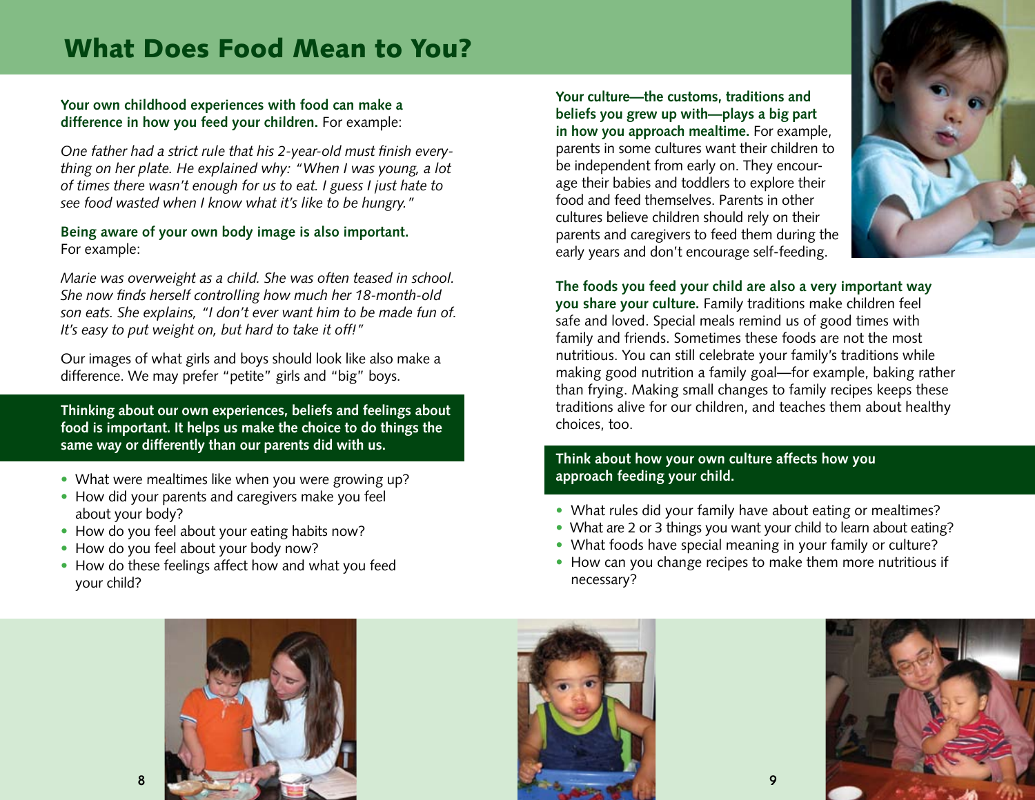# What Does Food Mean to You?

**Your own childhood experiences with food can make a difference in how you feed your children.** For example:

*One father had a strict rule that his 2-year-old must finish everything on her plate. He explained why: "When I was young, a lot of times there wasn't enough for us to eat. I guess I just hate to see food wasted when I know what it's like to be hungry."*

**Being aware of your own body image is also important.** For example:

*Marie was overweight as a child. She was often teased in school. She now finds herself controlling how much her 18-month-old son eats. She explains, "I don't ever want him to be made fun of. It's easy to put weight on, but hard to take it off!"*

Our images of what girls and boys should look like also make a difference. We may prefer "petite" girls and "big" boys.

**Thinking about our own experiences, beliefs and feelings about food is important. It helps us make the choice to do things the same way or differently than our parents did with us.**

- What were mealtimes like when you were growing up?
- How did your parents and caregivers make you feel about your body?
- How do you feel about your eating habits now?
- How do you feel about your body now?
- How do these feelings affect how and what you feed your child?

**Your culture—the customs, traditions and beliefs you grew up with—plays a big part in how you approach mealtime.** For example, parents in some cultures want their children to be independent from early on. They encourage their babies and toddlers to explore their food and feed themselves. Parents in other cultures believe children should rely on their parents and caregivers to feed them during the early years and don't encourage self-feeding.

**The foods you feed your child are also a very important way you share your culture.** Family traditions make children feel safe and loved. Special meals remind us of good times with family and friends. Sometimes these foods are not the most nutritious. You can still celebrate your family's traditions while making good nutrition a family goal—for example, baking rather than frying. Making small changes to family recipes keeps these traditions alive for our children, and teaches them about healthy choices, too.

**Think about how your own culture affects how you approach feeding your child.**

- What rules did your family have about eating or mealtimes?
- What are 2 or 3 things you want your child to learn about eating?
- What foods have special meaning in your family or culture?
- How can you change recipes to make them more nutritious if necessary?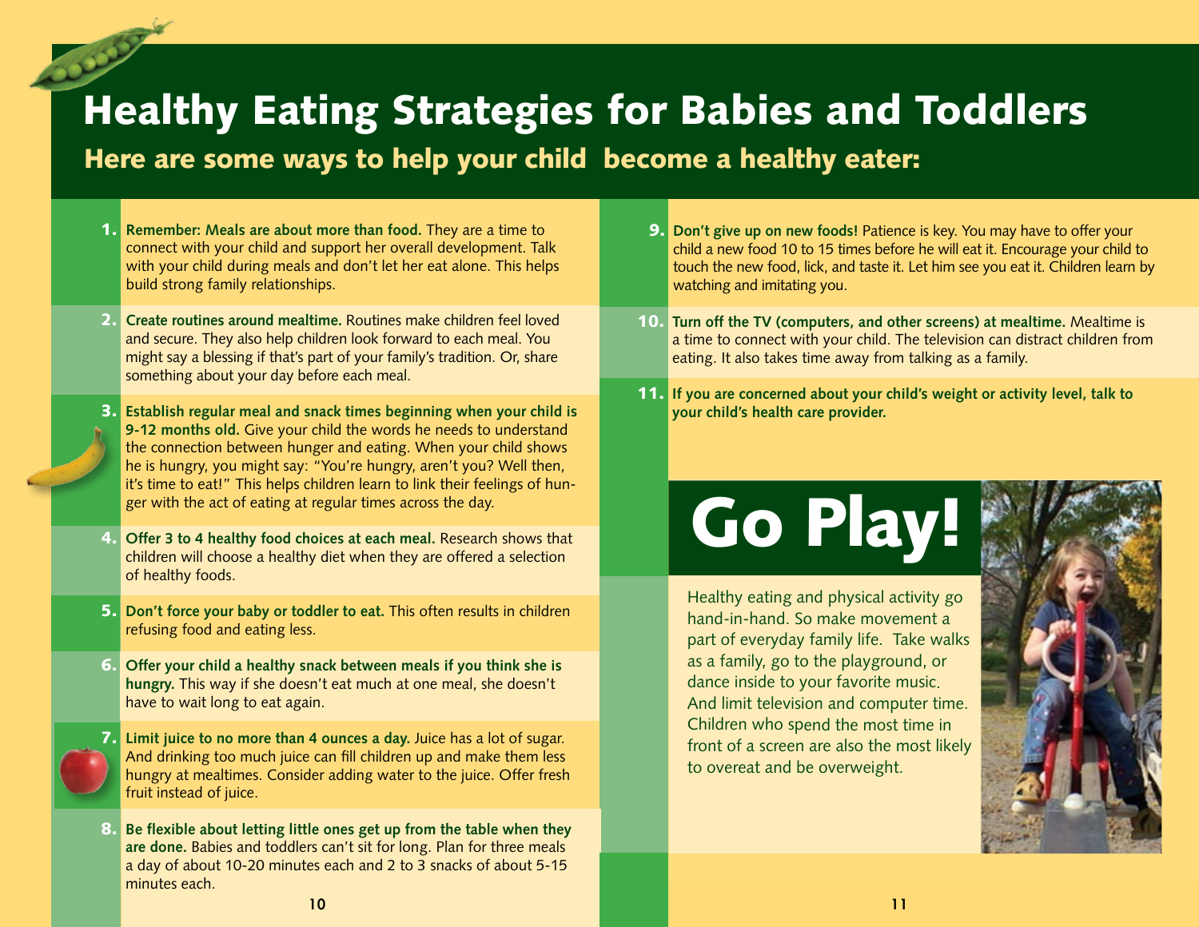# Healthy Eating Strategies for Babies and Toddlers

## Here are some ways to help your child become a healthy eater:

1. **Remember: Meals are about more than food.** They are a time to connect with your child and support her overall development. Talk with your child during meals and don't let her eat alone. This helps build strong family relationships.

2. **Create routines around mealtime.** Routines make children feel loved and secure. They also help children look forward to each meal. You might say a blessing if that's part of your family's tradition. Or, share something about your day before each meal.

3. **Establish regular meal and snack times beginning when your child is 9-12 months old.** Give your child the words he needs to understand the connection between hunger and eating. When your child shows he is hungry, you might say: "You're hungry, aren't you? Well then, it's time to eat!" This helps children learn to link their feelings of hunger with the act of eating at regular times across the day.

4. **Offer 3 to 4 healthy food choices at each meal.** Research shows that children will choose a healthy diet when they are offered a selection of healthy foods.

5. **Don't force your baby or toddler to eat.** This often results in children refusing food and eating less.

6. **Offer your child a healthy snack between meals if you think she is hungry.** This way if she doesn't eat much at one meal, she doesn't have to wait long to eat again.

7. **Limit juice to no more than 4 ounces a day.** Juice has a lot of sugar. And drinking too much juice can fill children up and make them less hungry at mealtimes. Consider adding water to the juice. Offer fresh fruit instead of juice.

8. **Be flexible about letting little ones get up from the table when they are done.** Babies and toddlers can't sit for long. Plan for three meals a day of about 10-20 minutes each and 2 to 3 snacks of about 5-15 minutes each.

9. **Don't give up on new foods!** Patience is key. You may have to offer your child a new food 10 to 15 times before he will eat it. Encourage your child to touch the new food, lick, and taste it. Let him see you eat it. Children learn by watching and imitating you.

10. **Turn off the TV (computers, and other screens) at mealtime.** Mealtime is a time to connect with your child. The television can distract children from eating. It also takes time away from talking as a family.

11. **If you are concerned about your child's weight or activity level, talk to your child's health care provider.**

# Go Play!

Healthy eating and physical activity go hand-in-hand. So make movement a part of everyday family life. Take walks as a family, go to the playground, or dance inside to your favorite music. And limit television and computer time. Children who spend the most time in front of a screen are also the most likely to overeat and be overweight.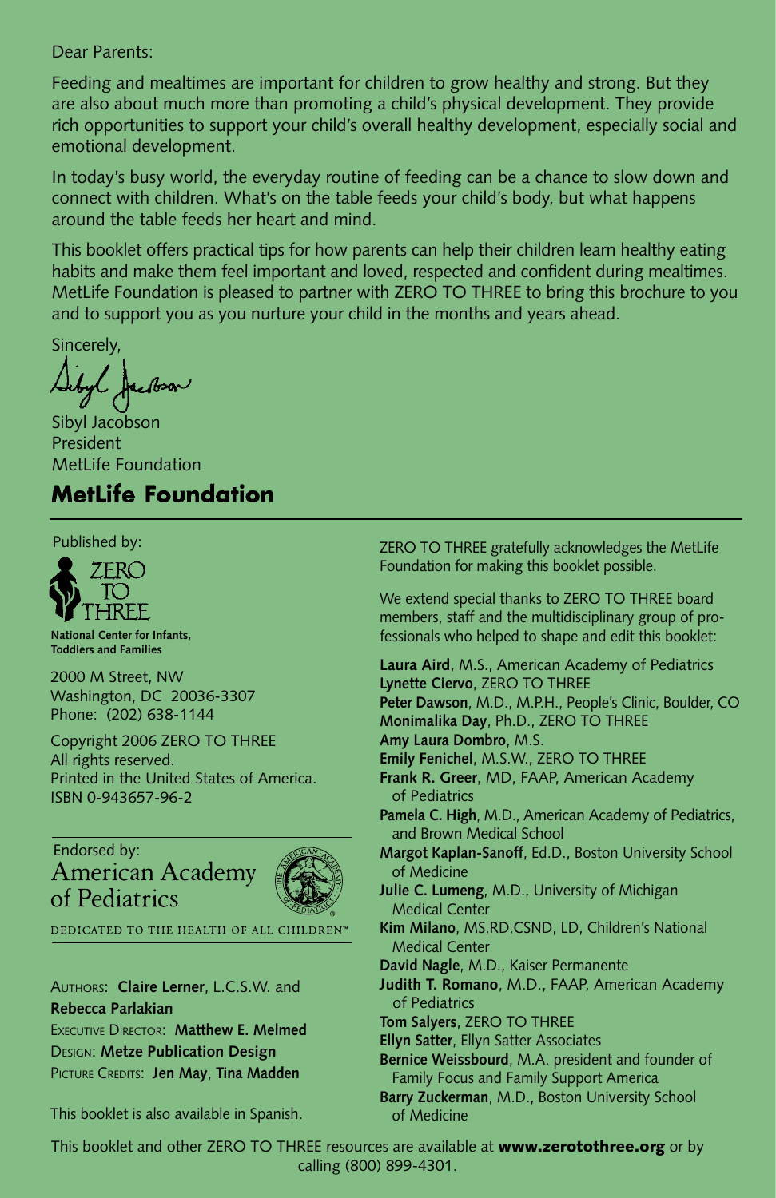Dear Parents:

Feeding and mealtimes are important for children to grow healthy and strong. But they are also about much more than promoting a child's physical development. They provide rich opportunities to support your child's overall healthy development, especially social and emotional development.

In today's busy world, the everyday routine of feeding can be a chance to slow down and connect with children. What's on the table feeds your child's body, but what happens around the table feeds her heart and mind.

This booklet offers practical tips for how parents can help their children learn healthy eating habits and make them feel important and loved, respected and confident during mealtimes. MetLife Foundation is pleased to partner with ZERO TO THREE to bring this brochure to you and to support you as you nurture your child in the months and years ahead.

Sincerely,

Sibyl Jacobson
President
MetLife Foundation

**MetLife Foundation**

---

Published by:

ZERO TO THREE

**National Center for Infants, Toddlers and Families**

2000 M Street, NW
Washington, DC 20036-3307
Phone: (202) 638-1144

Copyright 2006 ZERO TO THREE
All rights reserved.
Printed in the United States of America.
ISBN 0-943657-96-2

Endorsed by:
American Academy of Pediatrics
DEDICATED TO THE HEALTH OF ALL CHILDREN™

AUTHORS: **Claire Lerner**, L.C.S.W. and **Rebecca Parlakian**
EXECUTIVE DIRECTOR: **Matthew E. Melmed**
DESIGN: **Metze Publication Design**
PICTURE CREDITS: **Jen May**, **Tina Madden**

This booklet is also available in Spanish.

ZERO TO THREE gratefully acknowledges the MetLife Foundation for making this booklet possible.

We extend special thanks to ZERO TO THREE board members, staff and the multidisciplinary group of professionals who helped to shape and edit this booklet:

**Laura Aird**, M.S., American Academy of Pediatrics
**Lynette Ciervo**, ZERO TO THREE
**Peter Dawson**, M.D., M.P.H., People's Clinic, Boulder, CO
**Monimalika Day**, Ph.D., ZERO TO THREE
**Amy Laura Dombro**, M.S.
**Emily Fenichel**, M.S.W., ZERO TO THREE
**Frank R. Greer**, MD, FAAP, American Academy of Pediatrics
**Pamela C. High**, M.D., American Academy of Pediatrics, and Brown Medical School
**Margot Kaplan-Sanoff**, Ed.D., Boston University School of Medicine
**Julie C. Lumeng**, M.D., University of Michigan Medical Center
**Kim Milano**, MS,RD,CSND, LD, Children's National Medical Center
**David Nagle**, M.D., Kaiser Permanente
**Judith T. Romano**, M.D., FAAP, American Academy of Pediatrics
**Tom Salyers**, ZERO TO THREE
**Ellyn Satter**, Ellyn Satter Associates
**Bernice Weissbourd**, M.A. president and founder of Family Focus and Family Support America
**Barry Zuckerman**, M.D., Boston University School of Medicine

This booklet and other ZERO TO THREE resources are available at **www.zerotothree.org** or by calling (800) 899-4301.